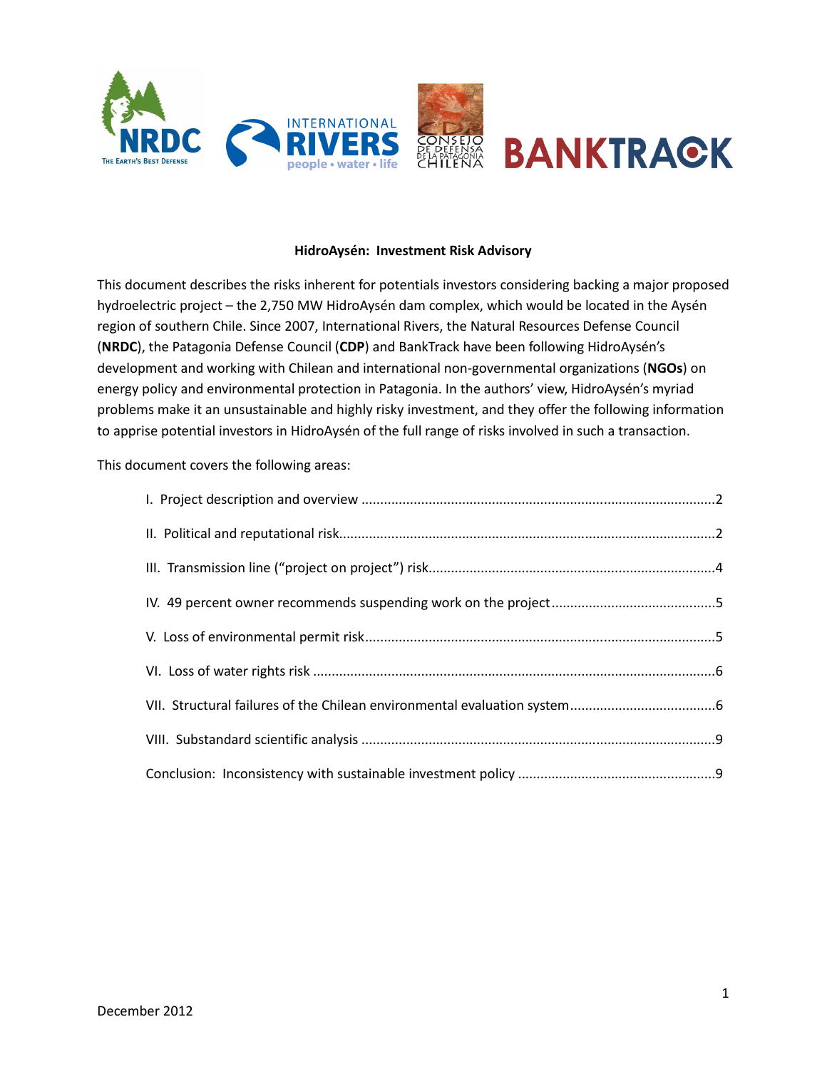# HidroAysén: Investment Risk Advisory

This document describes the risks inherent for potentials investors considering backing a major proposed hydroelectric project – the 2,750 MW HidroAysén dam complex, which would be located in the Aysén region of southern Chile. Since 2007, International Rivers, the Natural Resources Defense Council (**NRDC**), the Patagonia Defense Council (**CDP**) and BankTrack have been following HidroAysén's development and working with Chilean and international non-governmental organizations (**NGOs**) on energy policy and environmental protection in Patagonia. In the authors' view, HidroAysén's myriad problems make it an unsustainable and highly risky investment, and they offer the following information to apprise potential investors in HidroAysén of the full range of risks involved in such a transaction.

This document covers the following areas:

- I. Project description and overview ....................................................................................2
- II. Political and reputational risk.........................................................................................2
- III. Transmission line ("project on project") risk...................................................................4
- IV. 49 percent owner recommends suspending work on the project...................................5
- V. Loss of environmental permit risk...................................................................................5
- VI. Loss of water rights risk .................................................................................................6
- VII. Structural failures of the Chilean environmental evaluation system.............................6
- VIII. Substandard scientific analysis .....................................................................................9
- Conclusion: Inconsistency with sustainable investment policy ...........................................9

December 2012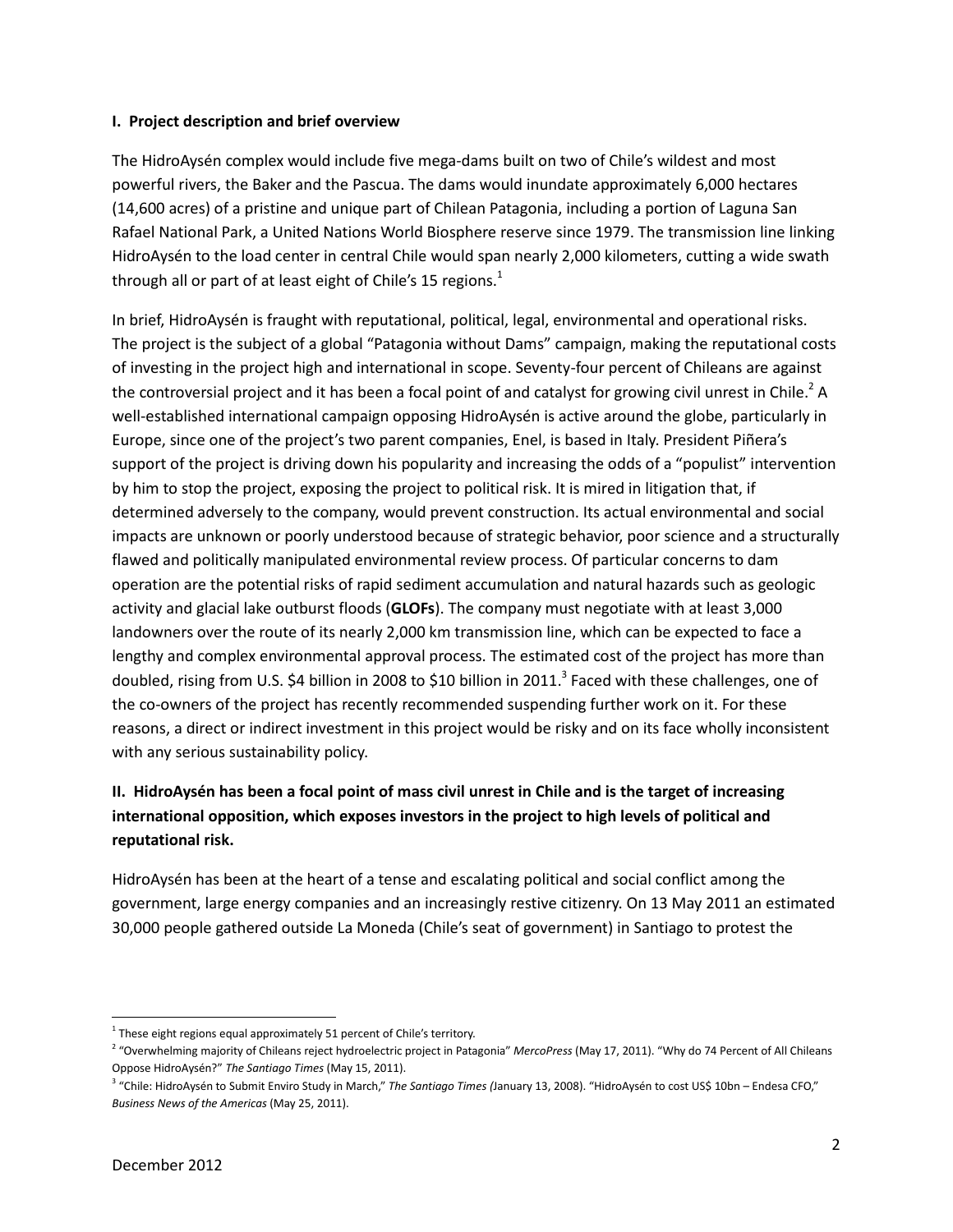**I. Project description and brief overview**

The HidroAysén complex would include five mega-dams built on two of Chile's wildest and most powerful rivers, the Baker and the Pascua. The dams would inundate approximately 6,000 hectares (14,600 acres) of a pristine and unique part of Chilean Patagonia, including a portion of Laguna San Rafael National Park, a United Nations World Biosphere reserve since 1979. The transmission line linking HidroAysén to the load center in central Chile would span nearly 2,000 kilometers, cutting a wide swath through all or part of at least eight of Chile's 15 regions.[1]

In brief, HidroAysén is fraught with reputational, political, legal, environmental and operational risks. The project is the subject of a global "Patagonia without Dams" campaign, making the reputational costs of investing in the project high and international in scope. Seventy-four percent of Chileans are against the controversial project and it has been a focal point of and catalyst for growing civil unrest in Chile.[2] A well-established international campaign opposing HidroAysén is active around the globe, particularly in Europe, since one of the project's two parent companies, Enel, is based in Italy. President Piñera's support of the project is driving down his popularity and increasing the odds of a "populist" intervention by him to stop the project, exposing the project to political risk. It is mired in litigation that, if determined adversely to the company, would prevent construction. Its actual environmental and social impacts are unknown or poorly understood because of strategic behavior, poor science and a structurally flawed and politically manipulated environmental review process. Of particular concerns to dam operation are the potential risks of rapid sediment accumulation and natural hazards such as geologic activity and glacial lake outburst floods (**GLOFs**). The company must negotiate with at least 3,000 landowners over the route of its nearly 2,000 km transmission line, which can be expected to face a lengthy and complex environmental approval process. The estimated cost of the project has more than doubled, rising from U.S. $4 billion in 2008 to $10 billion in 2011.[3] Faced with these challenges, one of the co-owners of the project has recently recommended suspending further work on it. For these reasons, a direct or indirect investment in this project would be risky and on its face wholly inconsistent with any serious sustainability policy.

**II. HidroAysén has been a focal point of mass civil unrest in Chile and is the target of increasing international opposition, which exposes investors in the project to high levels of political and reputational risk.**

HidroAysén has been at the heart of a tense and escalating political and social conflict among the government, large energy companies and an increasingly restive citizenry. On 13 May 2011 an estimated 30,000 people gathered outside La Moneda (Chile's seat of government) in Santiago to protest the

---

[1] These eight regions equal approximately 51 percent of Chile's territory.

[2] "Overwhelming majority of Chileans reject hydroelectric project in Patagonia" *MercoPress* (May 17, 2011). "Why do 74 Percent of All Chileans Oppose HidroAysén?" *The Santiago Times* (May 15, 2011).

[3] "Chile: HidroAysén to Submit Enviro Study in March," *The Santiago Times (*January 13, 2008). "HidroAysén to cost US$ 10bn – Endesa CFO," *Business News of the Americas* (May 25, 2011).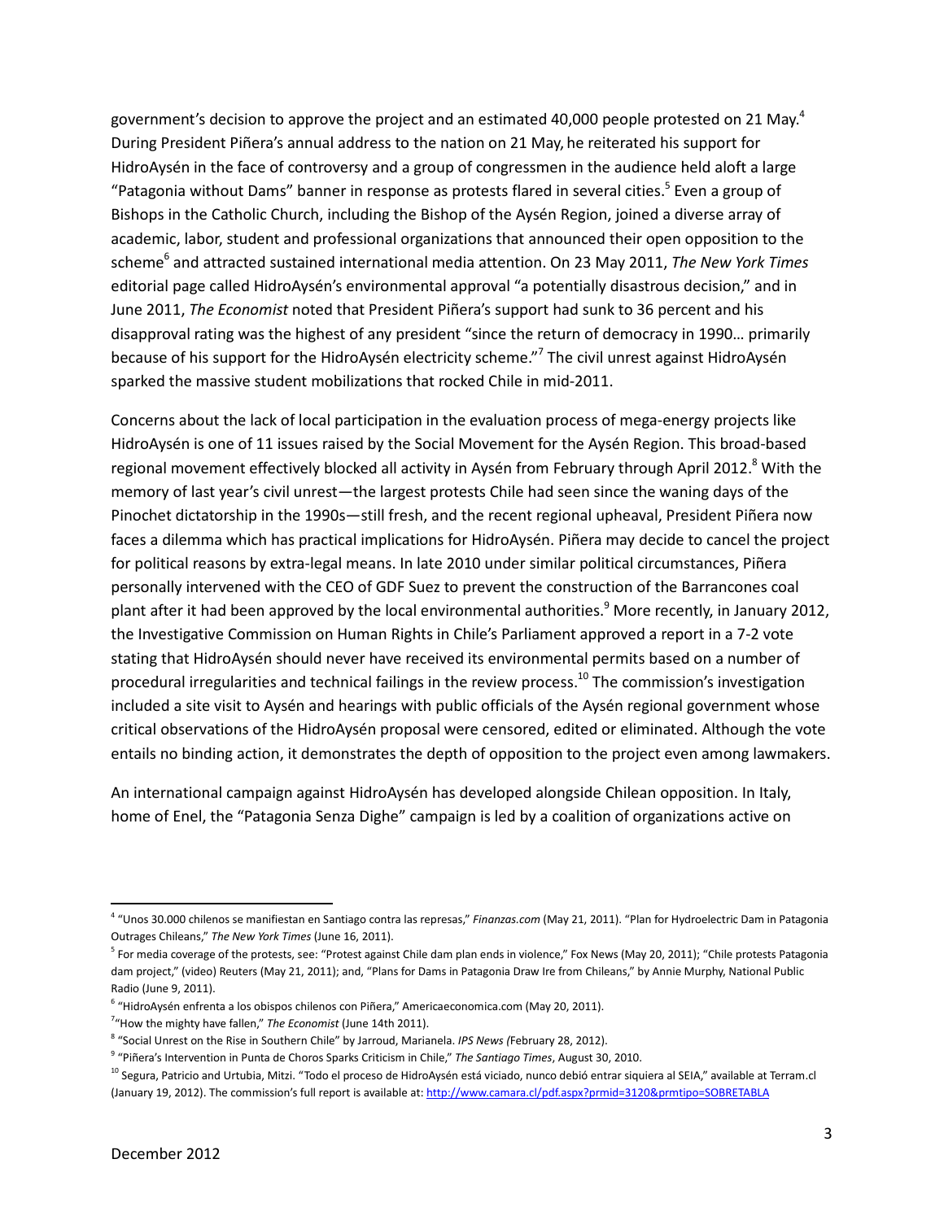government's decision to approve the project and an estimated 40,000 people protested on 21 May.[4] During President Piñera's annual address to the nation on 21 May, he reiterated his support for HidroAysén in the face of controversy and a group of congressmen in the audience held aloft a large "Patagonia without Dams" banner in response as protests flared in several cities.[5] Even a group of Bishops in the Catholic Church, including the Bishop of the Aysén Region, joined a diverse array of academic, labor, student and professional organizations that announced their open opposition to the scheme[6] and attracted sustained international media attention. On 23 May 2011, *The New York Times* editorial page called HidroAysén's environmental approval "a potentially disastrous decision," and in June 2011, *The Economist* noted that President Piñera's support had sunk to 36 percent and his disapproval rating was the highest of any president "since the return of democracy in 1990… primarily because of his support for the HidroAysén electricity scheme."[7] The civil unrest against HidroAysén sparked the massive student mobilizations that rocked Chile in mid-2011.

Concerns about the lack of local participation in the evaluation process of mega-energy projects like HidroAysén is one of 11 issues raised by the Social Movement for the Aysén Region. This broad-based regional movement effectively blocked all activity in Aysén from February through April 2012.[8] With the memory of last year's civil unrest—the largest protests Chile had seen since the waning days of the Pinochet dictatorship in the 1990s—still fresh, and the recent regional upheaval, President Piñera now faces a dilemma which has practical implications for HidroAysén. Piñera may decide to cancel the project for political reasons by extra-legal means. In late 2010 under similar political circumstances, Piñera personally intervened with the CEO of GDF Suez to prevent the construction of the Barrancones coal plant after it had been approved by the local environmental authorities.[9] More recently, in January 2012, the Investigative Commission on Human Rights in Chile's Parliament approved a report in a 7-2 vote stating that HidroAysén should never have received its environmental permits based on a number of procedural irregularities and technical failings in the review process.[10] The commission's investigation included a site visit to Aysén and hearings with public officials of the Aysén regional government whose critical observations of the HidroAysén proposal were censored, edited or eliminated. Although the vote entails no binding action, it demonstrates the depth of opposition to the project even among lawmakers.

An international campaign against HidroAysén has developed alongside Chilean opposition. In Italy, home of Enel, the "Patagonia Senza Dighe" campaign is led by a coalition of organizations active on

---

[4] "Unos 30.000 chilenos se manifiestan en Santiago contra las represas," *Finanzas.com* (May 21, 2011). "Plan for Hydroelectric Dam in Patagonia Outrages Chileans," *The New York Times* (June 16, 2011).

[5] For media coverage of the protests, see: "Protest against Chile dam plan ends in violence," Fox News (May 20, 2011); "Chile protests Patagonia dam project," (video) Reuters (May 21, 2011); and, "Plans for Dams in Patagonia Draw Ire from Chileans," by Annie Murphy, National Public Radio (June 9, 2011).

[6] "HidroAysén enfrenta a los obispos chilenos con Piñera," Americaeconomica.com (May 20, 2011).

[7] "How the mighty have fallen," *The Economist* (June 14th 2011).

[8] "Social Unrest on the Rise in Southern Chile" by Jarroud, Marianela. *IPS News (*February 28, 2012).

[9] "Piñera's Intervention in Punta de Choros Sparks Criticism in Chile," *The Santiago Times*, August 30, 2010.

[10] Segura, Patricio and Urtubia, Mitzi. "Todo el proceso de HidroAysén está viciado, nunco debió entrar siquiera al SEIA," available at Terram.cl (January 19, 2012). The commission's full report is available at: http://www.camara.cl/pdf.aspx?prmid=3120&prmtipo=SOBRETABLA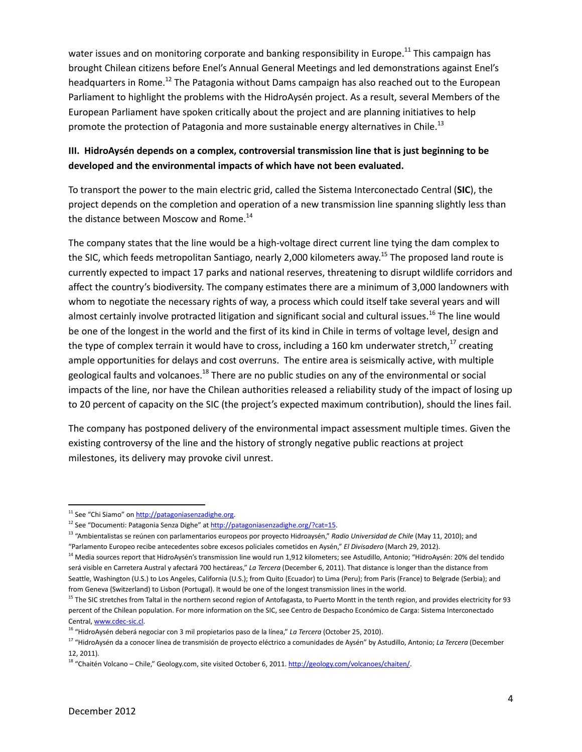water issues and on monitoring corporate and banking responsibility in Europe.[11] This campaign has brought Chilean citizens before Enel's Annual General Meetings and led demonstrations against Enel's headquarters in Rome.[12] The Patagonia without Dams campaign has also reached out to the European Parliament to highlight the problems with the HidroAysén project. As a result, several Members of the European Parliament have spoken critically about the project and are planning initiatives to help promote the protection of Patagonia and more sustainable energy alternatives in Chile.[13]

### III. HidroAysén depends on a complex, controversial transmission line that is just beginning to be developed and the environmental impacts of which have not been evaluated.

To transport the power to the main electric grid, called the Sistema Interconectado Central (**SIC**), the project depends on the completion and operation of a new transmission line spanning slightly less than the distance between Moscow and Rome.[14]

The company states that the line would be a high-voltage direct current line tying the dam complex to the SIC, which feeds metropolitan Santiago, nearly 2,000 kilometers away.[15] The proposed land route is currently expected to impact 17 parks and national reserves, threatening to disrupt wildlife corridors and affect the country's biodiversity. The company estimates there are a minimum of 3,000 landowners with whom to negotiate the necessary rights of way, a process which could itself take several years and will almost certainly involve protracted litigation and significant social and cultural issues.[16] The line would be one of the longest in the world and the first of its kind in Chile in terms of voltage level, design and the type of complex terrain it would have to cross, including a 160 km underwater stretch,[17] creating ample opportunities for delays and cost overruns. The entire area is seismically active, with multiple geological faults and volcanoes.[18] There are no public studies on any of the environmental or social impacts of the line, nor have the Chilean authorities released a reliability study of the impact of losing up to 20 percent of capacity on the SIC (the project's expected maximum contribution), should the lines fail.

The company has postponed delivery of the environmental impact assessment multiple times. Given the existing controversy of the line and the history of strongly negative public reactions at project milestones, its delivery may provoke civil unrest.

---

[11] See "Chi Siamo" on http://patagoniasenzadighe.org.

[12] See "Documenti: Patagonia Senza Dighe" at http://patagoniasenzadighe.org/?cat=15.

[13] "Ambientalistas se reúnen con parlamentarios europeos por proyecto Hidroaysén," *Radio Universidad de Chile* (May 11, 2010); and "Parlamento Europeo recibe antecedentes sobre excesos policiales cometidos en Aysén," *El Divisadero* (March 29, 2012).

[14] Media sources report that HidroAysén's transmission line would run 1,912 kilometers; see Astudillo, Antonio; "HidroAysén: 20% del tendido será visible en Carretera Austral y afectará 700 hectáreas," *La Tercera* (December 6, 2011). That distance is longer than the distance from Seattle, Washington (U.S.) to Los Angeles, California (U.S.); from Quito (Ecuador) to Lima (Peru); from Paris (France) to Belgrade (Serbia); and from Geneva (Switzerland) to Lisbon (Portugal). It would be one of the longest transmission lines in the world.

[15] The SIC stretches from Taltal in the northern second region of Antofagasta, to Puerto Montt in the tenth region, and provides electricity for 93 percent of the Chilean population. For more information on the SIC, see Centro de Despacho Económico de Carga: Sistema Interconectado Central, www.cdec-sic.cl.

[16] "HidroAysén deberá negociar con 3 mil propietarios paso de la línea," *La Tercera* (October 25, 2010).

[17] "HidroAysén da a conocer línea de transmisión de proyecto eléctrico a comunidades de Aysén" by Astudillo, Antonio; *La Tercera* (December 12, 2011).

[18] "Chaitén Volcano – Chile," Geology.com, site visited October 6, 2011. http://geology.com/volcanoes/chaiten/.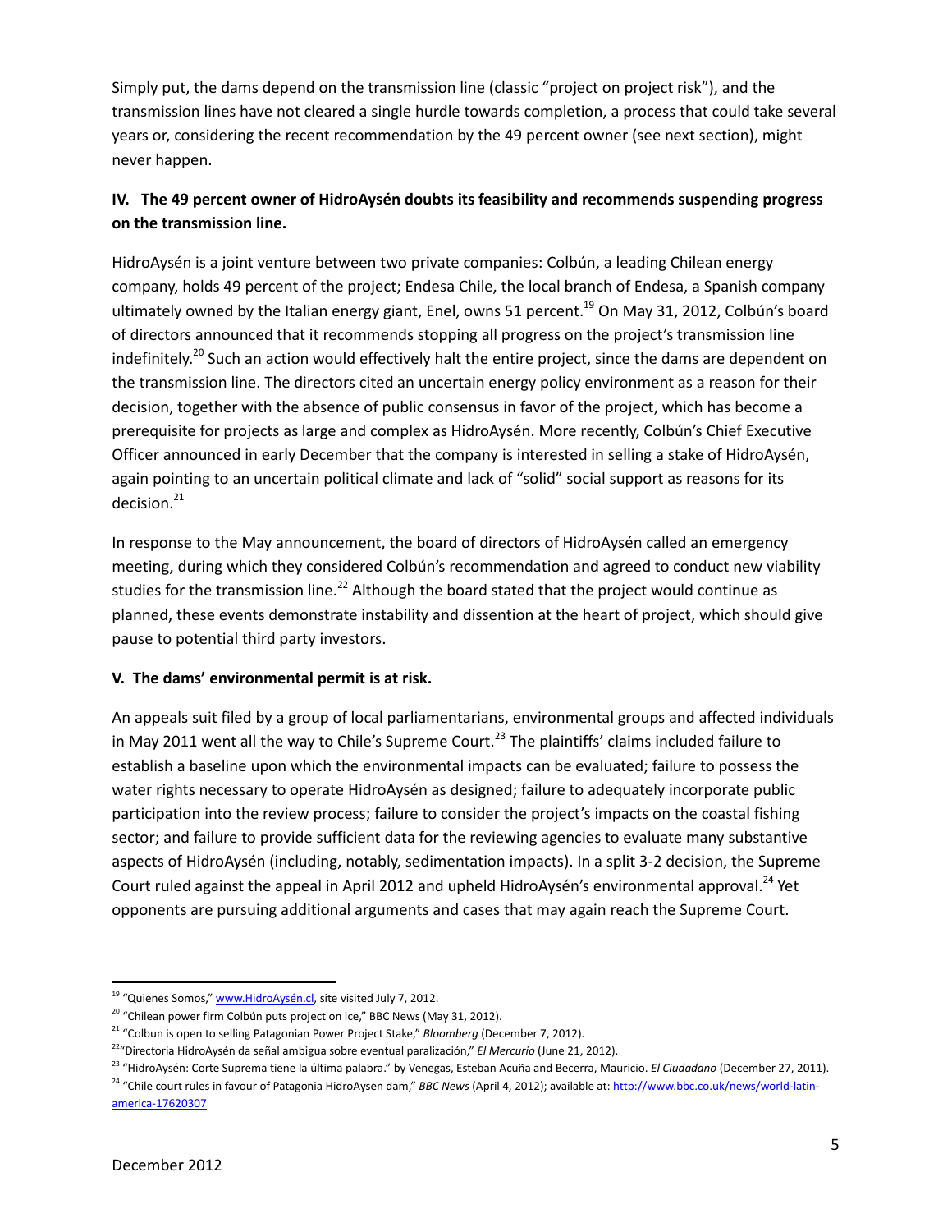Simply put, the dams depend on the transmission line (classic "project on project risk"), and the transmission lines have not cleared a single hurdle towards completion, a process that could take several years or, considering the recent recommendation by the 49 percent owner (see next section), might never happen.

**IV. The 49 percent owner of HidroAysén doubts its feasibility and recommends suspending progress on the transmission line.**

HidroAysén is a joint venture between two private companies: Colbún, a leading Chilean energy company, holds 49 percent of the project; Endesa Chile, the local branch of Endesa, a Spanish company ultimately owned by the Italian energy giant, Enel, owns 51 percent.[19] On May 31, 2012, Colbún's board of directors announced that it recommends stopping all progress on the project's transmission line indefinitely.[20] Such an action would effectively halt the entire project, since the dams are dependent on the transmission line. The directors cited an uncertain energy policy environment as a reason for their decision, together with the absence of public consensus in favor of the project, which has become a prerequisite for projects as large and complex as HidroAysén. More recently, Colbún's Chief Executive Officer announced in early December that the company is interested in selling a stake of HidroAysén, again pointing to an uncertain political climate and lack of "solid" social support as reasons for its decision.[21]

In response to the May announcement, the board of directors of HidroAysén called an emergency meeting, during which they considered Colbún's recommendation and agreed to conduct new viability studies for the transmission line.[22] Although the board stated that the project would continue as planned, these events demonstrate instability and dissention at the heart of project, which should give pause to potential third party investors.

**V. The dams' environmental permit is at risk.**

An appeals suit filed by a group of local parliamentarians, environmental groups and affected individuals in May 2011 went all the way to Chile's Supreme Court.[23] The plaintiffs' claims included failure to establish a baseline upon which the environmental impacts can be evaluated; failure to possess the water rights necessary to operate HidroAysén as designed; failure to adequately incorporate public participation into the review process; failure to consider the project's impacts on the coastal fishing sector; and failure to provide sufficient data for the reviewing agencies to evaluate many substantive aspects of HidroAysén (including, notably, sedimentation impacts). In a split 3-2 decision, the Supreme Court ruled against the appeal in April 2012 and upheld HidroAysén's environmental approval.[24] Yet opponents are pursuing additional arguments and cases that may again reach the Supreme Court.

---

[19] "Quienes Somos," www.HidroAysén.cl, site visited July 7, 2012.

[20] "Chilean power firm Colbún puts project on ice," BBC News (May 31, 2012).

[21] "Colbun is open to selling Patagonian Power Project Stake," *Bloomberg* (December 7, 2012).

[22] "Directoria HidroAysén da señal ambigua sobre eventual paralización," *El Mercurio* (June 21, 2012).

[23] "HidroAysén: Corte Suprema tiene la última palabra." by Venegas, Esteban Acuña and Becerra, Mauricio. *El Ciudadano* (December 27, 2011).

[24] "Chile court rules in favour of Patagonia HidroAysen dam," *BBC News* (April 4, 2012); available at: http://www.bbc.co.uk/news/world-latin-america-17620307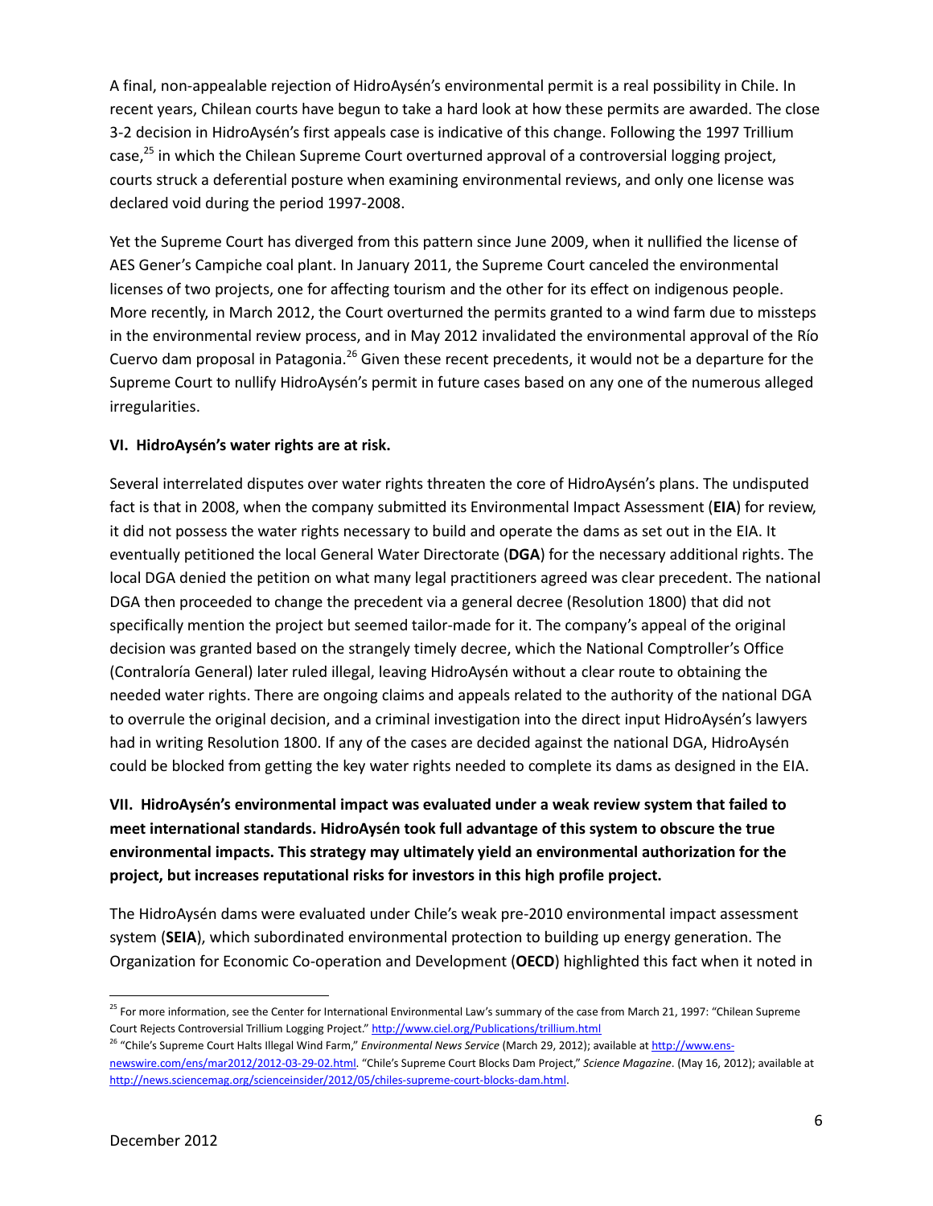A final, non-appealable rejection of HidroAysén's environmental permit is a real possibility in Chile. In recent years, Chilean courts have begun to take a hard look at how these permits are awarded. The close 3-2 decision in HidroAysén's first appeals case is indicative of this change. Following the 1997 Trillium case,[25] in which the Chilean Supreme Court overturned approval of a controversial logging project, courts struck a deferential posture when examining environmental reviews, and only one license was declared void during the period 1997-2008.

Yet the Supreme Court has diverged from this pattern since June 2009, when it nullified the license of AES Gener's Campiche coal plant. In January 2011, the Supreme Court canceled the environmental licenses of two projects, one for affecting tourism and the other for its effect on indigenous people. More recently, in March 2012, the Court overturned the permits granted to a wind farm due to missteps in the environmental review process, and in May 2012 invalidated the environmental approval of the Río Cuervo dam proposal in Patagonia.[26] Given these recent precedents, it would not be a departure for the Supreme Court to nullify HidroAysén's permit in future cases based on any one of the numerous alleged irregularities.

**VI. HidroAysén's water rights are at risk.**

Several interrelated disputes over water rights threaten the core of HidroAysén's plans. The undisputed fact is that in 2008, when the company submitted its Environmental Impact Assessment (**EIA**) for review, it did not possess the water rights necessary to build and operate the dams as set out in the EIA. It eventually petitioned the local General Water Directorate (**DGA**) for the necessary additional rights. The local DGA denied the petition on what many legal practitioners agreed was clear precedent. The national DGA then proceeded to change the precedent via a general decree (Resolution 1800) that did not specifically mention the project but seemed tailor-made for it. The company's appeal of the original decision was granted based on the strangely timely decree, which the National Comptroller's Office (Contraloría General) later ruled illegal, leaving HidroAysén without a clear route to obtaining the needed water rights. There are ongoing claims and appeals related to the authority of the national DGA to overrule the original decision, and a criminal investigation into the direct input HidroAysén's lawyers had in writing Resolution 1800. If any of the cases are decided against the national DGA, HidroAysén could be blocked from getting the key water rights needed to complete its dams as designed in the EIA.

**VII. HidroAysén's environmental impact was evaluated under a weak review system that failed to meet international standards. HidroAysén took full advantage of this system to obscure the true environmental impacts. This strategy may ultimately yield an environmental authorization for the project, but increases reputational risks for investors in this high profile project.**

The HidroAysén dams were evaluated under Chile's weak pre-2010 environmental impact assessment system (**SEIA**), which subordinated environmental protection to building up energy generation. The Organization for Economic Co-operation and Development (**OECD**) highlighted this fact when it noted in

---

[25] For more information, see the Center for International Environmental Law's summary of the case from March 21, 1997: "Chilean Supreme Court Rejects Controversial Trillium Logging Project." http://www.ciel.org/Publications/trillium.html

[26] "Chile's Supreme Court Halts Illegal Wind Farm," *Environmental News Service* (March 29, 2012); available at http://www.ens-newswire.com/ens/mar2012/2012-03-29-02.html. "Chile's Supreme Court Blocks Dam Project," *Science Magazine*. (May 16, 2012); available at http://news.sciencemag.org/scienceinsider/2012/05/chiles-supreme-court-blocks-dam.html.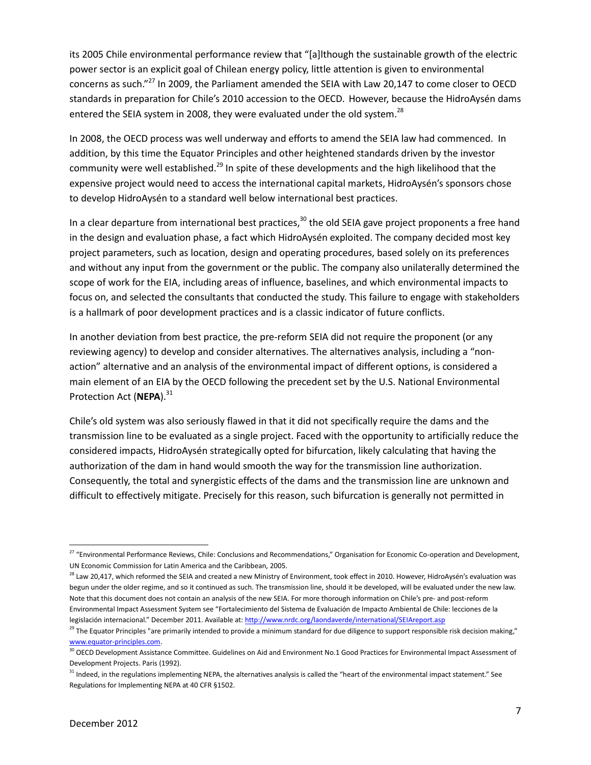its 2005 Chile environmental performance review that "[a]lthough the sustainable growth of the electric power sector is an explicit goal of Chilean energy policy, little attention is given to environmental concerns as such."[27] In 2009, the Parliament amended the SEIA with Law 20,147 to come closer to OECD standards in preparation for Chile's 2010 accession to the OECD. However, because the HidroAysén dams entered the SEIA system in 2008, they were evaluated under the old system.[28]

In 2008, the OECD process was well underway and efforts to amend the SEIA law had commenced. In addition, by this time the Equator Principles and other heightened standards driven by the investor community were well established.[29] In spite of these developments and the high likelihood that the expensive project would need to access the international capital markets, HidroAysén's sponsors chose to develop HidroAysén to a standard well below international best practices.

In a clear departure from international best practices,[30] the old SEIA gave project proponents a free hand in the design and evaluation phase, a fact which HidroAysén exploited. The company decided most key project parameters, such as location, design and operating procedures, based solely on its preferences and without any input from the government or the public. The company also unilaterally determined the scope of work for the EIA, including areas of influence, baselines, and which environmental impacts to focus on, and selected the consultants that conducted the study. This failure to engage with stakeholders is a hallmark of poor development practices and is a classic indicator of future conflicts.

In another deviation from best practice, the pre-reform SEIA did not require the proponent (or any reviewing agency) to develop and consider alternatives. The alternatives analysis, including a "non-action" alternative and an analysis of the environmental impact of different options, is considered a main element of an EIA by the OECD following the precedent set by the U.S. National Environmental Protection Act (**NEPA**).[31]

Chile's old system was also seriously flawed in that it did not specifically require the dams and the transmission line to be evaluated as a single project. Faced with the opportunity to artificially reduce the considered impacts, HidroAysén strategically opted for bifurcation, likely calculating that having the authorization of the dam in hand would smooth the way for the transmission line authorization. Consequently, the total and synergistic effects of the dams and the transmission line are unknown and difficult to effectively mitigate. Precisely for this reason, such bifurcation is generally not permitted in

---

[27] "Environmental Performance Reviews, Chile: Conclusions and Recommendations," Organisation for Economic Co-operation and Development, UN Economic Commission for Latin America and the Caribbean, 2005.

[28] Law 20,417, which reformed the SEIA and created a new Ministry of Environment, took effect in 2010. However, HidroAysén's evaluation was begun under the older regime, and so it continued as such. The transmission line, should it be developed, will be evaluated under the new law. Note that this document does not contain an analysis of the new SEIA. For more thorough information on Chile's pre- and post-reform Environmental Impact Assessment System see "Fortalecimiento del Sistema de Evaluación de Impacto Ambiental de Chile: lecciones de la legislación internacional." December 2011. Available at: http://www.nrdc.org/laondaverde/international/SEIAreport.asp

[29] The Equator Principles "are primarily intended to provide a minimum standard for due diligence to support responsible risk decision making," www.equator-principles.com.

[30] OECD Development Assistance Committee. Guidelines on Aid and Environment No.1 Good Practices for Environmental Impact Assessment of Development Projects. Paris (1992).

[31] Indeed, in the regulations implementing NEPA, the alternatives analysis is called the "heart of the environmental impact statement." See Regulations for Implementing NEPA at 40 CFR §1502.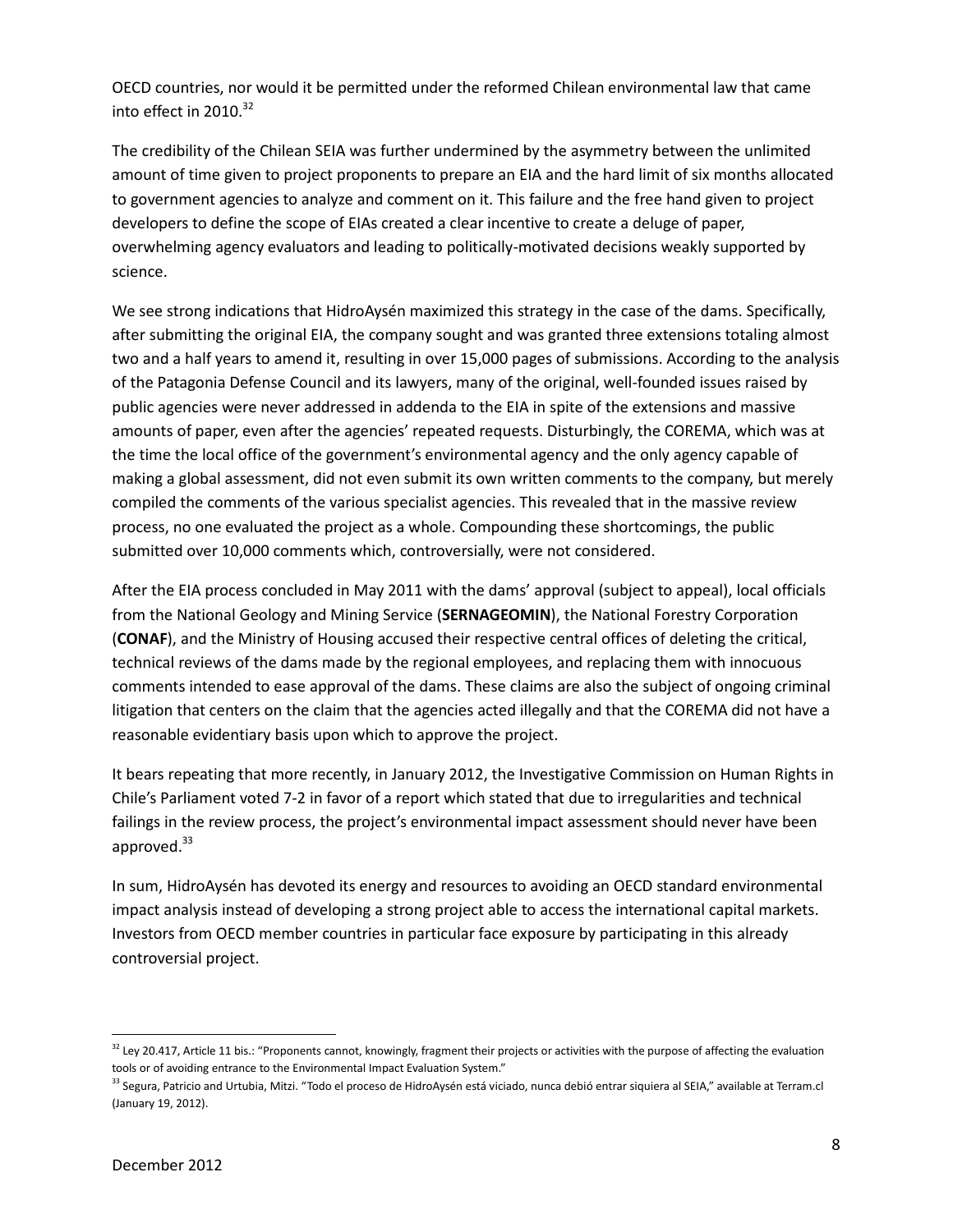OECD countries, nor would it be permitted under the reformed Chilean environmental law that came into effect in 2010.[32]

The credibility of the Chilean SEIA was further undermined by the asymmetry between the unlimited amount of time given to project proponents to prepare an EIA and the hard limit of six months allocated to government agencies to analyze and comment on it. This failure and the free hand given to project developers to define the scope of EIAs created a clear incentive to create a deluge of paper, overwhelming agency evaluators and leading to politically-motivated decisions weakly supported by science.

We see strong indications that HidroAysén maximized this strategy in the case of the dams. Specifically, after submitting the original EIA, the company sought and was granted three extensions totaling almost two and a half years to amend it, resulting in over 15,000 pages of submissions. According to the analysis of the Patagonia Defense Council and its lawyers, many of the original, well-founded issues raised by public agencies were never addressed in addenda to the EIA in spite of the extensions and massive amounts of paper, even after the agencies' repeated requests. Disturbingly, the COREMA, which was at the time the local office of the government's environmental agency and the only agency capable of making a global assessment, did not even submit its own written comments to the company, but merely compiled the comments of the various specialist agencies. This revealed that in the massive review process, no one evaluated the project as a whole. Compounding these shortcomings, the public submitted over 10,000 comments which, controversially, were not considered.

After the EIA process concluded in May 2011 with the dams' approval (subject to appeal), local officials from the National Geology and Mining Service (**SERNAGEOMIN**), the National Forestry Corporation (**CONAF**), and the Ministry of Housing accused their respective central offices of deleting the critical, technical reviews of the dams made by the regional employees, and replacing them with innocuous comments intended to ease approval of the dams. These claims are also the subject of ongoing criminal litigation that centers on the claim that the agencies acted illegally and that the COREMA did not have a reasonable evidentiary basis upon which to approve the project.

It bears repeating that more recently, in January 2012, the Investigative Commission on Human Rights in Chile's Parliament voted 7-2 in favor of a report which stated that due to irregularities and technical failings in the review process, the project's environmental impact assessment should never have been approved.[33]

In sum, HidroAysén has devoted its energy and resources to avoiding an OECD standard environmental impact analysis instead of developing a strong project able to access the international capital markets. Investors from OECD member countries in particular face exposure by participating in this already controversial project.

---

[32] Ley 20.417, Article 11 bis.: "Proponents cannot, knowingly, fragment their projects or activities with the purpose of affecting the evaluation tools or of avoiding entrance to the Environmental Impact Evaluation System."

[33] Segura, Patricio and Urtubia, Mitzi. "Todo el proceso de HidroAysén está viciado, nunca debió entrar siquiera al SEIA," available at Terram.cl (January 19, 2012).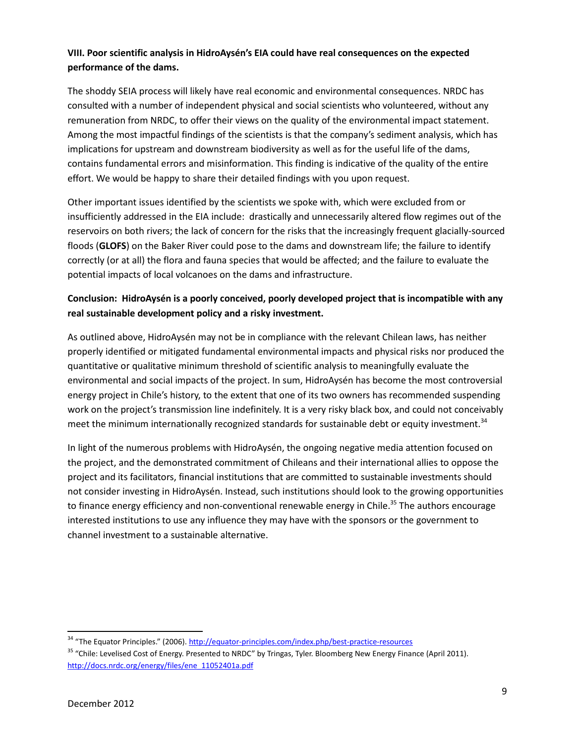**VIII. Poor scientific analysis in HidroAysén's EIA could have real consequences on the expected performance of the dams.**

The shoddy SEIA process will likely have real economic and environmental consequences. NRDC has consulted with a number of independent physical and social scientists who volunteered, without any remuneration from NRDC, to offer their views on the quality of the environmental impact statement. Among the most impactful findings of the scientists is that the company's sediment analysis, which has implications for upstream and downstream biodiversity as well as for the useful life of the dams, contains fundamental errors and misinformation. This finding is indicative of the quality of the entire effort. We would be happy to share their detailed findings with you upon request.

Other important issues identified by the scientists we spoke with, which were excluded from or insufficiently addressed in the EIA include: drastically and unnecessarily altered flow regimes out of the reservoirs on both rivers; the lack of concern for the risks that the increasingly frequent glacially-sourced floods (**GLOFS**) on the Baker River could pose to the dams and downstream life; the failure to identify correctly (or at all) the flora and fauna species that would be affected; and the failure to evaluate the potential impacts of local volcanoes on the dams and infrastructure.

**Conclusion: HidroAysén is a poorly conceived, poorly developed project that is incompatible with any real sustainable development policy and a risky investment.**

As outlined above, HidroAysén may not be in compliance with the relevant Chilean laws, has neither properly identified or mitigated fundamental environmental impacts and physical risks nor produced the quantitative or qualitative minimum threshold of scientific analysis to meaningfully evaluate the environmental and social impacts of the project. In sum, HidroAysén has become the most controversial energy project in Chile's history, to the extent that one of its two owners has recommended suspending work on the project's transmission line indefinitely. It is a very risky black box, and could not conceivably meet the minimum internationally recognized standards for sustainable debt or equity investment.[34]

In light of the numerous problems with HidroAysén, the ongoing negative media attention focused on the project, and the demonstrated commitment of Chileans and their international allies to oppose the project and its facilitators, financial institutions that are committed to sustainable investments should not consider investing in HidroAysén. Instead, such institutions should look to the growing opportunities to finance energy efficiency and non-conventional renewable energy in Chile.[35] The authors encourage interested institutions to use any influence they may have with the sponsors or the government to channel investment to a sustainable alternative.

---

[34] "The Equator Principles." (2006). http://equator-principles.com/index.php/best-practice-resources

[35] "Chile: Levelised Cost of Energy. Presented to NRDC" by Tringas, Tyler. Bloomberg New Energy Finance (April 2011). http://docs.nrdc.org/energy/files/ene_11052401a.pdf

December 2012